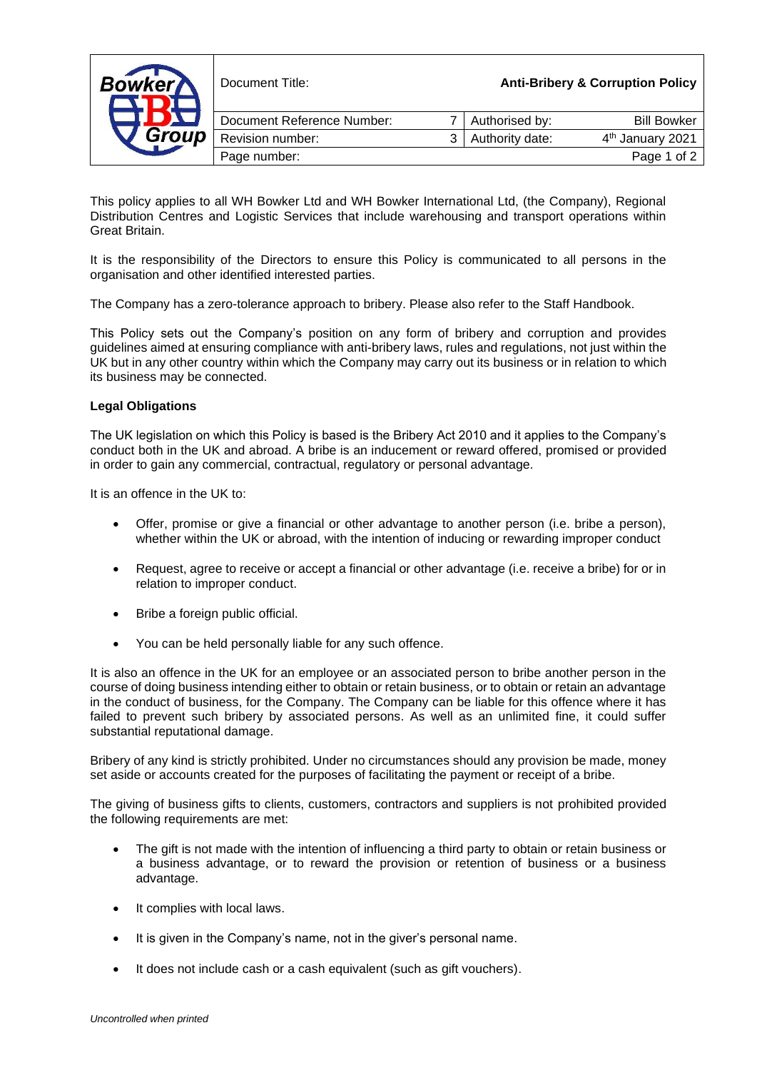| | | | | |
|---|---|---|---|---|
| Bowker Group | Document Title: | | **Anti-Bribery & Corruption Policy** | |
| | Document Reference Number: | 7 | Authorised by: | Bill Bowker |
| | Revision number: | 3 | Authority date: | 4th January 2021 |
| | Page number: | | | Page 1 of 2 |

This policy applies to all WH Bowker Ltd and WH Bowker International Ltd, (the Company), Regional Distribution Centres and Logistic Services that include warehousing and transport operations within Great Britain.

It is the responsibility of the Directors to ensure this Policy is communicated to all persons in the organisation and other identified interested parties.

The Company has a zero-tolerance approach to bribery. Please also refer to the Staff Handbook.

This Policy sets out the Company's position on any form of bribery and corruption and provides guidelines aimed at ensuring compliance with anti-bribery laws, rules and regulations, not just within the UK but in any other country within which the Company may carry out its business or in relation to which its business may be connected.

**Legal Obligations**

The UK legislation on which this Policy is based is the Bribery Act 2010 and it applies to the Company's conduct both in the UK and abroad. A bribe is an inducement or reward offered, promised or provided in order to gain any commercial, contractual, regulatory or personal advantage.

It is an offence in the UK to:

- Offer, promise or give a financial or other advantage to another person (i.e. bribe a person), whether within the UK or abroad, with the intention of inducing or rewarding improper conduct
- Request, agree to receive or accept a financial or other advantage (i.e. receive a bribe) for or in relation to improper conduct.
- Bribe a foreign public official.
- You can be held personally liable for any such offence.

It is also an offence in the UK for an employee or an associated person to bribe another person in the course of doing business intending either to obtain or retain business, or to obtain or retain an advantage in the conduct of business, for the Company. The Company can be liable for this offence where it has failed to prevent such bribery by associated persons. As well as an unlimited fine, it could suffer substantial reputational damage.

Bribery of any kind is strictly prohibited. Under no circumstances should any provision be made, money set aside or accounts created for the purposes of facilitating the payment or receipt of a bribe.

The giving of business gifts to clients, customers, contractors and suppliers is not prohibited provided the following requirements are met:

- The gift is not made with the intention of influencing a third party to obtain or retain business or a business advantage, or to reward the provision or retention of business or a business advantage.
- It complies with local laws.
- It is given in the Company's name, not in the giver's personal name.
- It does not include cash or a cash equivalent (such as gift vouchers).

*Uncontrolled when printed*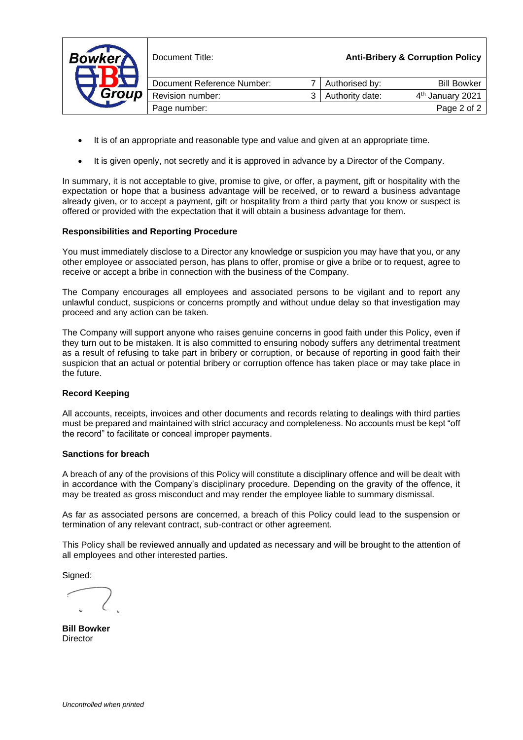- It is of an appropriate and reasonable type and value and given at an appropriate time.
- It is given openly, not secretly and it is approved in advance by a Director of the Company.

In summary, it is not acceptable to give, promise to give, or offer, a payment, gift or hospitality with the expectation or hope that a business advantage will be received, or to reward a business advantage already given, or to accept a payment, gift or hospitality from a third party that you know or suspect is offered or provided with the expectation that it will obtain a business advantage for them.

**Responsibilities and Reporting Procedure**

You must immediately disclose to a Director any knowledge or suspicion you may have that you, or any other employee or associated person, has plans to offer, promise or give a bribe or to request, agree to receive or accept a bribe in connection with the business of the Company.

The Company encourages all employees and associated persons to be vigilant and to report any unlawful conduct, suspicions or concerns promptly and without undue delay so that investigation may proceed and any action can be taken.

The Company will support anyone who raises genuine concerns in good faith under this Policy, even if they turn out to be mistaken. It is also committed to ensuring nobody suffers any detrimental treatment as a result of refusing to take part in bribery or corruption, or because of reporting in good faith their suspicion that an actual or potential bribery or corruption offence has taken place or may take place in the future.

**Record Keeping**

All accounts, receipts, invoices and other documents and records relating to dealings with third parties must be prepared and maintained with strict accuracy and completeness. No accounts must be kept "off the record" to facilitate or conceal improper payments.

**Sanctions for breach**

A breach of any of the provisions of this Policy will constitute a disciplinary offence and will be dealt with in accordance with the Company's disciplinary procedure. Depending on the gravity of the offence, it may be treated as gross misconduct and may render the employee liable to summary dismissal.

As far as associated persons are concerned, a breach of this Policy could lead to the suspension or termination of any relevant contract, sub-contract or other agreement.

This Policy shall be reviewed annually and updated as necessary and will be brought to the attention of all employees and other interested parties.

Signed:

**Bill Bowker**
Director

*Uncontrolled when printed*